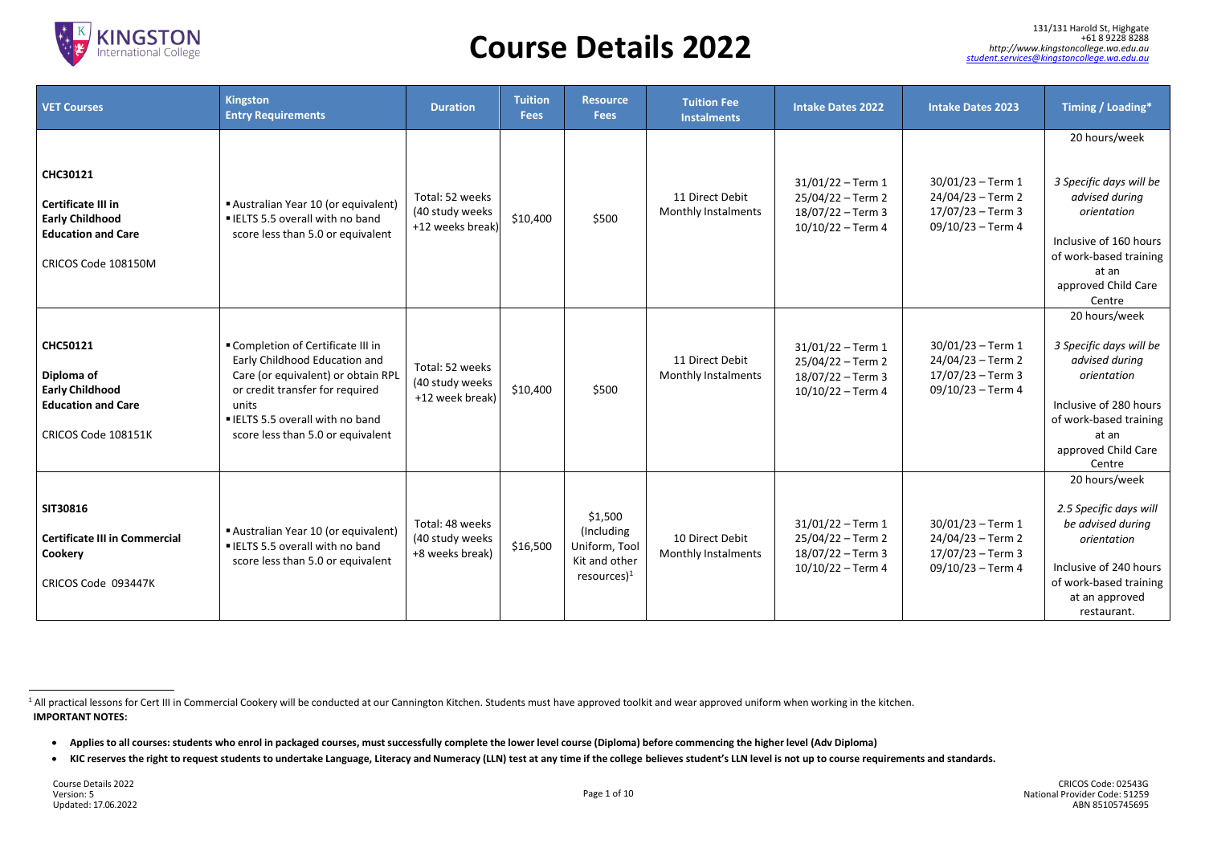# Course Details 2022

131/131 Harold St, Highgate
+61 8 9228 8288
http://www.kingstoncollege.wa.edu.au
student.services@kingstoncollege.wa.edu.au

| VET Courses | Kingston Entry Requirements | Duration | Tuition Fees | Resource Fees | Tuition Fee Instalments | Intake Dates 2022 | Intake Dates 2023 | Timing / Loading* |
|---|---|---|---|---|---|---|---|---|
| **CHC30121**<br><br>**Certificate III in Early Childhood Education and Care**<br><br>CRICOS Code 108150M | ▪ Australian Year 10 (or equivalent)<br>▪ IELTS 5.5 overall with no band score less than 5.0 or equivalent | Total: 52 weeks (40 study weeks +12 weeks break) | $10,400 | $500 | 11 Direct Debit Monthly Instalments | 31/01/22 – Term 1<br>25/04/22 – Term 2<br>18/07/22 – Term 3<br>10/10/22 – Term 4 | 30/01/23 – Term 1<br>24/04/23 – Term 2<br>17/07/23 – Term 3<br>09/10/23 – Term 4 | 20 hours/week<br><br>*3 Specific days will be advised during orientation*<br><br>Inclusive of 160 hours of work-based training at an approved Child Care Centre |
| **CHC50121**<br><br>**Diploma of Early Childhood Education and Care**<br><br>CRICOS Code 108151K | ▪ Completion of Certificate III in Early Childhood Education and Care (or equivalent) or obtain RPL or credit transfer for required units<br>▪ IELTS 5.5 overall with no band score less than 5.0 or equivalent | Total: 52 weeks (40 study weeks +12 week break) | $10,400 | $500 | 11 Direct Debit Monthly Instalments | 31/01/22 – Term 1<br>25/04/22 – Term 2<br>18/07/22 – Term 3<br>10/10/22 – Term 4 | 30/01/23 – Term 1<br>24/04/23 – Term 2<br>17/07/23 – Term 3<br>09/10/23 – Term 4 | 20 hours/week<br><br>*3 Specific days will be advised during orientation*<br><br>Inclusive of 280 hours of work-based training at an approved Child Care Centre |
| **SIT30816**<br><br>**Certificate III in Commercial Cookery**<br><br>CRICOS Code 093447K | ▪ Australian Year 10 (or equivalent)<br>▪ IELTS 5.5 overall with no band score less than 5.0 or equivalent | Total: 48 weeks (40 study weeks +8 weeks break) | $16,500 | $1,500 (Including Uniform, Tool Kit and other resources)[1] | 10 Direct Debit Monthly Instalments | 31/01/22 – Term 1<br>25/04/22 – Term 2<br>18/07/22 – Term 3<br>10/10/22 – Term 4 | 30/01/23 – Term 1<br>24/04/23 – Term 2<br>17/07/23 – Term 3<br>09/10/23 – Term 4 | 20 hours/week<br><br>*2.5 Specific days will be advised during orientation*<br><br>Inclusive of 240 hours of work-based training at an approved restaurant. |

[1] All practical lessons for Cert III in Commercial Cookery will be conducted at our Cannington Kitchen. Students must have approved toolkit and wear approved uniform when working in the kitchen.

**IMPORTANT NOTES:**

- **Applies to all courses: students who enrol in packaged courses, must successfully complete the lower level course (Diploma) before commencing the higher level (Adv Diploma)**
- **KIC reserves the right to request students to undertake Language, Literacy and Numeracy (LLN) test at any time if the college believes student's LLN level is not up to course requirements and standards.**

Course Details 2022
Version: 5
Updated: 17.06.2022

CRICOS Code: 02543G
National Provider Code: 51259
ABN 85105745695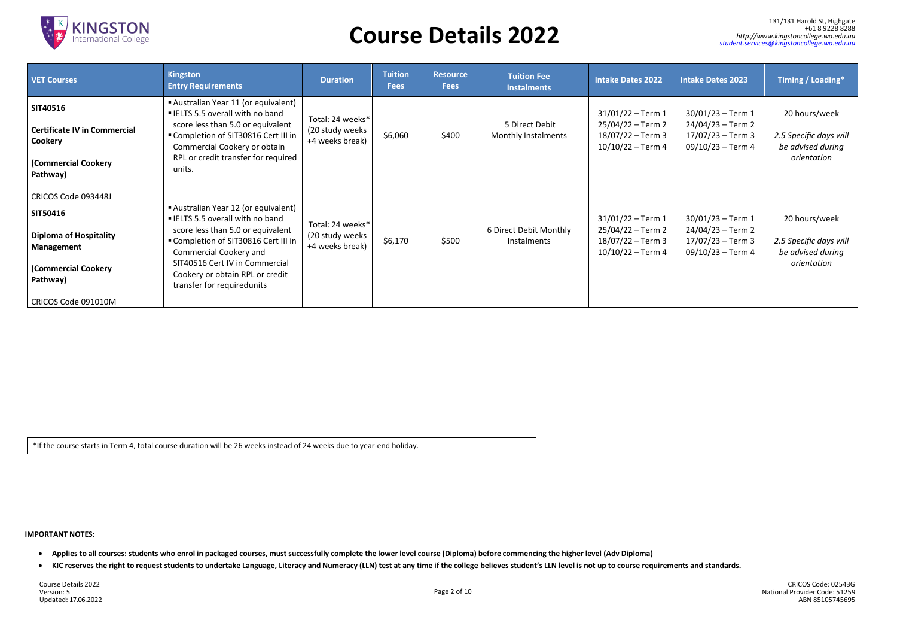# Course Details 2022

131/131 Harold St, Highgate
+61 8 9228 8288
*http://www.kingstoncollege.wa.edu.au*
student.services@kingstoncollege.wa.edu.au

| VET Courses | Kingston Entry Requirements | Duration | Tuition Fees | Resource Fees | Tuition Fee Instalments | Intake Dates 2022 | Intake Dates 2023 | Timing / Loading* |
|---|---|---|---|---|---|---|---|---|
| **SIT40516**<br><br>**Certificate IV in Commercial Cookery**<br><br>**(Commercial Cookery Pathway)**<br><br>CRICOS Code 093448J | ▪ Australian Year 11 (or equivalent)<br>▪ IELTS 5.5 overall with no band score less than 5.0 or equivalent<br>▪ Completion of SIT30816 Cert III in Commercial Cookery or obtain RPL or credit transfer for required units. | Total: 24 weeks* (20 study weeks +4 weeks break) | $6,060 | $400 | 5 Direct Debit Monthly Instalments | 31/01/22 – Term 1<br>25/04/22 – Term 2<br>18/07/22 – Term 3<br>10/10/22 – Term 4 | 30/01/23 – Term 1<br>24/04/23 – Term 2<br>17/07/23 – Term 3<br>09/10/23 – Term 4 | 20 hours/week<br><br>*2.5 Specific days will be advised during orientation* |
| **SIT50416**<br><br>**Diploma of Hospitality Management**<br><br>**(Commercial Cookery Pathway)**<br><br>CRICOS Code 091010M | ▪ Australian Year 12 (or equivalent)<br>▪ IELTS 5.5 overall with no band score less than 5.0 or equivalent<br>▪ Completion of SIT30816 Cert III in Commercial Cookery and SIT40516 Cert IV in Commercial Cookery or obtain RPL or credit transfer for requiredunits | Total: 24 weeks* (20 study weeks +4 weeks break) | $6,170 | $500 | 6 Direct Debit Monthly Instalments | 31/01/22 – Term 1<br>25/04/22 – Term 2<br>18/07/22 – Term 3<br>10/10/22 – Term 4 | 30/01/23 – Term 1<br>24/04/23 – Term 2<br>17/07/23 – Term 3<br>09/10/23 – Term 4 | 20 hours/week<br><br>*2.5 Specific days will be advised during orientation* |

*If the course starts in Term 4, total course duration will be 26 weeks instead of 24 weeks due to year-end holiday.

**IMPORTANT NOTES:**

- **Applies to all courses: students who enrol in packaged courses, must successfully complete the lower level course (Diploma) before commencing the higher level (Adv Diploma)**
- **KIC reserves the right to request students to undertake Language, Literacy and Numeracy (LLN) test at any time if the college believes student's LLN level is not up to course requirements and standards.**

Course Details 2022
Version: 5
Updated: 17.06.2022

CRICOS Code: 02543G
National Provider Code: 51259
ABN 85105745695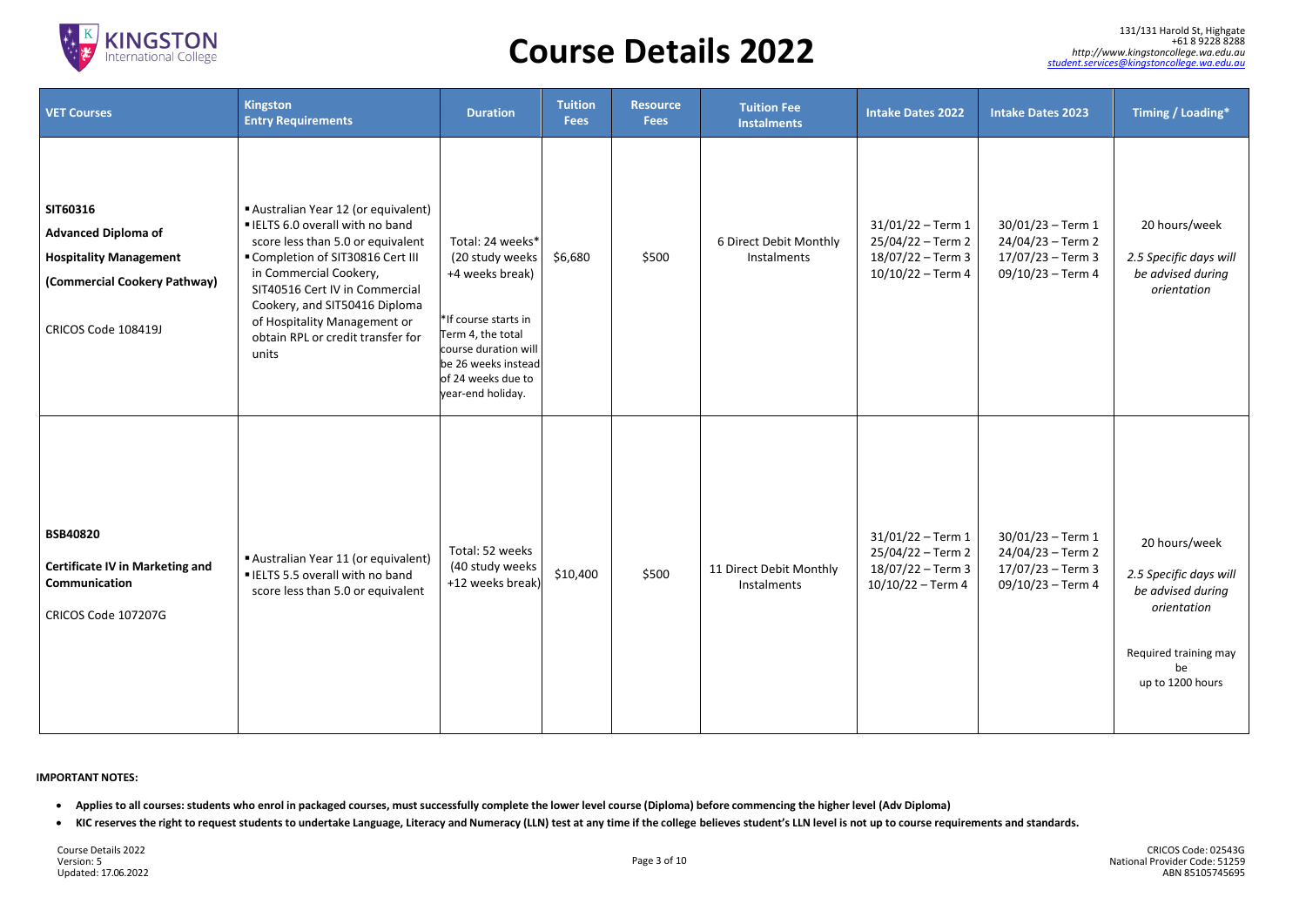# Course Details 2022

| VET Courses | Kingston Entry Requirements | Duration | Tuition Fees | Resource Fees | Tuition Fee Instalments | Intake Dates 2022 | Intake Dates 2023 | Timing / Loading* |
|---|---|---|---|---|---|---|---|---|
| **SIT60316**<br>**Advanced Diploma of Hospitality Management (Commercial Cookery Pathway)**<br>CRICOS Code 108419J | ▪ Australian Year 12 (or equivalent)<br>▪ IELTS 6.0 overall with no band score less than 5.0 or equivalent<br>▪ Completion of SIT30816 Cert III in Commercial Cookery, SIT40516 Cert IV in Commercial Cookery, and SIT50416 Diploma of Hospitality Management or obtain RPL or credit transfer for units | Total: 24 weeks* (20 study weeks +4 weeks break)<br>*If course starts in Term 4, the total course duration will be 26 weeks instead of 24 weeks due to year-end holiday. | $6,680 | $500 | 6 Direct Debit Monthly Instalments | 31/01/22 – Term 1<br>25/04/22 – Term 2<br>18/07/22 – Term 3<br>10/10/22 – Term 4 | 30/01/23 – Term 1<br>24/04/23 – Term 2<br>17/07/23 – Term 3<br>09/10/23 – Term 4 | 20 hours/week<br>*2.5 Specific days will be advised during orientation* |
| **BSB40820**<br>**Certificate IV in Marketing and Communication**<br>CRICOS Code 107207G | ▪ Australian Year 11 (or equivalent)<br>▪ IELTS 5.5 overall with no band score less than 5.0 or equivalent | Total: 52 weeks (40 study weeks +12 weeks break) | $10,400 | $500 | 11 Direct Debit Monthly Instalments | 31/01/22 – Term 1<br>25/04/22 – Term 2<br>18/07/22 – Term 3<br>10/10/22 – Term 4 | 30/01/23 – Term 1<br>24/04/23 – Term 2<br>17/07/23 – Term 3<br>09/10/23 – Term 4 | 20 hours/week<br>*2.5 Specific days will be advised during orientation*<br>Required training may be up to 1200 hours |

**IMPORTANT NOTES:**

- **Applies to all courses: students who enrol in packaged courses, must successfully complete the lower level course (Diploma) before commencing the higher level (Adv Diploma)**
- **KIC reserves the right to request students to undertake Language, Literacy and Numeracy (LLN) test at any time if the college believes student's LLN level is not up to course requirements and standards.**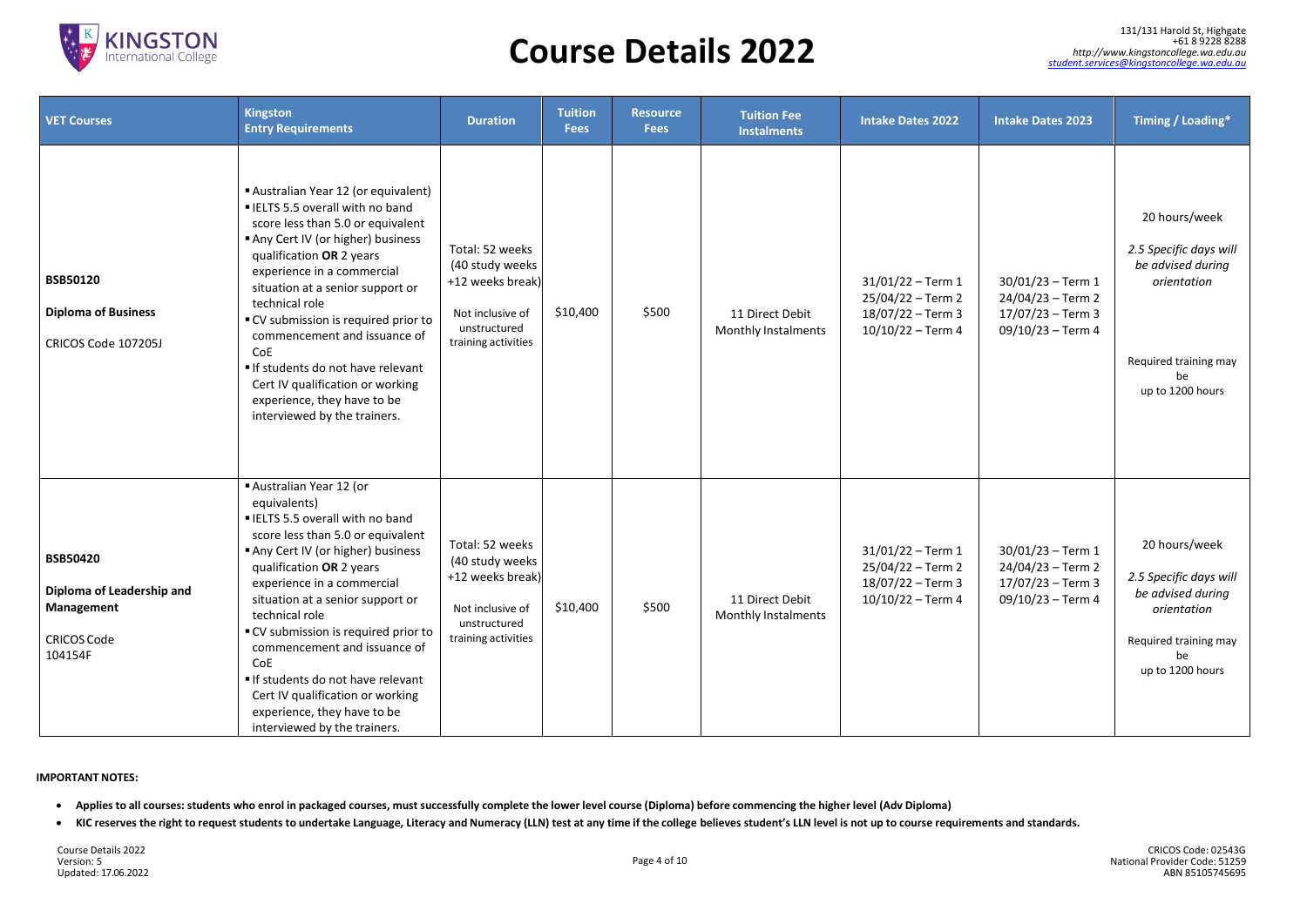# Course Details 2022

131/131 Harold St, Highgate
+61 8 9228 8288
http://www.kingstoncollege.wa.edu.au
student.services@kingstoncollege.wa.edu.au

| VET Courses | Kingston Entry Requirements | Duration | Tuition Fees | Resource Fees | Tuition Fee Instalments | Intake Dates 2022 | Intake Dates 2023 | Timing / Loading* |
|---|---|---|---|---|---|---|---|---|
| **BSB50120**<br>**Diploma of Business**<br>CRICOS Code 107205J | ▪ Australian Year 12 (or equivalent)<br>▪ IELTS 5.5 overall with no band score less than 5.0 or equivalent<br>▪ Any Cert IV (or higher) business qualification **OR** 2 years experience in a commercial situation at a senior support or technical role<br>▪ CV submission is required prior to commencement and issuance of CoE<br>▪ If students do not have relevant Cert IV qualification or working experience, they have to be interviewed by the trainers. | Total: 52 weeks (40 study weeks +12 weeks break)<br>Not inclusive of unstructured training activities | $10,400 | $500 | 11 Direct Debit Monthly Instalments | 31/01/22 – Term 1<br>25/04/22 – Term 2<br>18/07/22 – Term 3<br>10/10/22 – Term 4 | 30/01/23 – Term 1<br>24/04/23 – Term 2<br>17/07/23 – Term 3<br>09/10/23 – Term 4 | 20 hours/week<br>*2.5 Specific days will be advised during orientation*<br>Required training may be up to 1200 hours |
| **BSB50420**<br>**Diploma of Leadership and Management**<br>CRICOS Code 104154F | ▪ Australian Year 12 (or equivalents)<br>▪ IELTS 5.5 overall with no band score less than 5.0 or equivalent<br>▪ Any Cert IV (or higher) business qualification **OR** 2 years experience in a commercial situation at a senior support or technical role<br>▪ CV submission is required prior to commencement and issuance of CoE<br>▪ If students do not have relevant Cert IV qualification or working experience, they have to be interviewed by the trainers. | Total: 52 weeks (40 study weeks +12 weeks break)<br>Not inclusive of unstructured training activities | $10,400 | $500 | 11 Direct Debit Monthly Instalments | 31/01/22 – Term 1<br>25/04/22 – Term 2<br>18/07/22 – Term 3<br>10/10/22 – Term 4 | 30/01/23 – Term 1<br>24/04/23 – Term 2<br>17/07/23 – Term 3<br>09/10/23 – Term 4 | 20 hours/week<br>*2.5 Specific days will be advised during orientation*<br>Required training may be up to 1200 hours |

**IMPORTANT NOTES:**

- **Applies to all courses: students who enrol in packaged courses, must successfully complete the lower level course (Diploma) before commencing the higher level (Adv Diploma)**
- **KIC reserves the right to request students to undertake Language, Literacy and Numeracy (LLN) test at any time if the college believes student's LLN level is not up to course requirements and standards.**

Course Details 2022
Version: 5
Updated: 17.06.2022

CRICOS Code: 02543G
National Provider Code: 51259
ABN 85105745695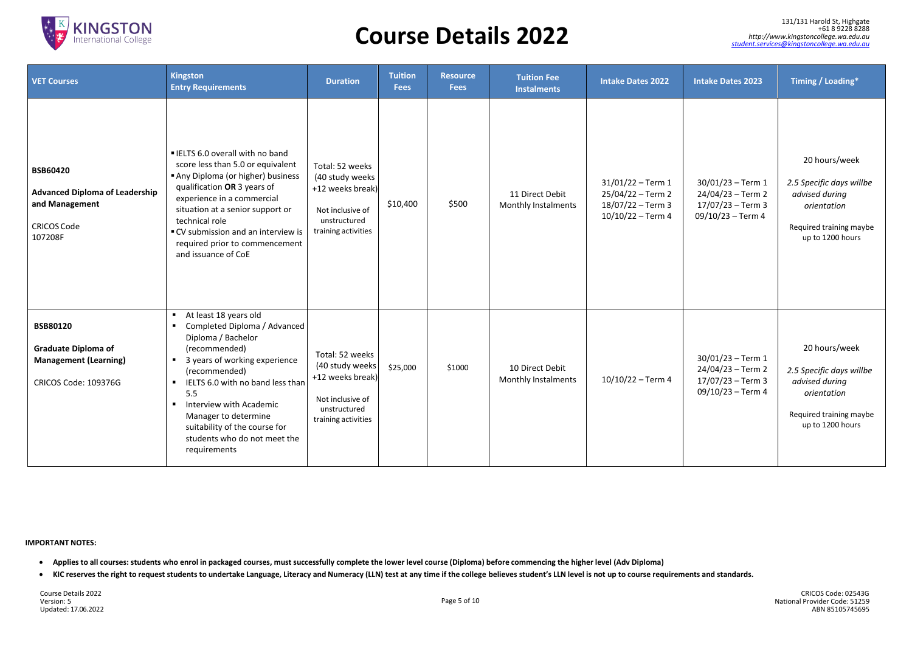# Course Details 2022

131/131 Harold St, Highgate
+61 8 9228 8288
*http://www.kingstoncollege.wa.edu.au*
*student.services@kingstoncollege.wa.edu.au*

| VET Courses | Kingston Entry Requirements | Duration | Tuition Fees | Resource Fees | Tuition Fee Instalments | Intake Dates 2022 | Intake Dates 2023 | Timing / Loading* |
|---|---|---|---|---|---|---|---|---|
| **BSB60420**<br>**Advanced Diploma of Leadership and Management**<br>CRICOS Code 107208F | ▪ IELTS 6.0 overall with no band score less than 5.0 or equivalent<br>▪ Any Diploma (or higher) business qualification **OR** 3 years of experience in a commercial situation at a senior support or technical role<br>▪ CV submission and an interview is required prior to commencement and issuance of CoE | Total: 52 weeks (40 study weeks +12 weeks break)<br>Not inclusive of unstructured training activities | $10,400 | $500 | 11 Direct Debit Monthly Instalments | 31/01/22 – Term 1<br>25/04/22 – Term 2<br>18/07/22 – Term 3<br>10/10/22 – Term 4 | 30/01/23 – Term 1<br>24/04/23 – Term 2<br>17/07/23 – Term 3<br>09/10/23 – Term 4 | 20 hours/week<br>*2.5 Specific days willbe advised during orientation*<br>Required training maybe up to 1200 hours |
| **BSB80120**<br>**Graduate Diploma of Management (Learning)**<br>CRICOS Code: 109376G | ▪ At least 18 years old<br>▪ Completed Diploma / Advanced Diploma / Bachelor (recommended)<br>▪ 3 years of working experience (recommended)<br>▪ IELTS 6.0 with no band less than 5.5<br>▪ Interview with Academic Manager to determine suitability of the course for students who do not meet the requirements | Total: 52 weeks (40 study weeks +12 weeks break)<br>Not inclusive of unstructured training activities | $25,000 | $1000 | 10 Direct Debit Monthly Instalments | 10/10/22 – Term 4 | 30/01/23 – Term 1<br>24/04/23 – Term 2<br>17/07/23 – Term 3<br>09/10/23 – Term 4 | 20 hours/week<br>*2.5 Specific days willbe advised during orientation*<br>Required training maybe up to 1200 hours |

**IMPORTANT NOTES:**

- **Applies to all courses: students who enrol in packaged courses, must successfully complete the lower level course (Diploma) before commencing the higher level (Adv Diploma)**
- **KIC reserves the right to request students to undertake Language, Literacy and Numeracy (LLN) test at any time if the college believes student's LLN level is not up to course requirements and standards.**

Course Details 2022
Version: 5
Updated: 17.06.2022

CRICOS Code: 02543G
National Provider Code: 51259
ABN 85105745695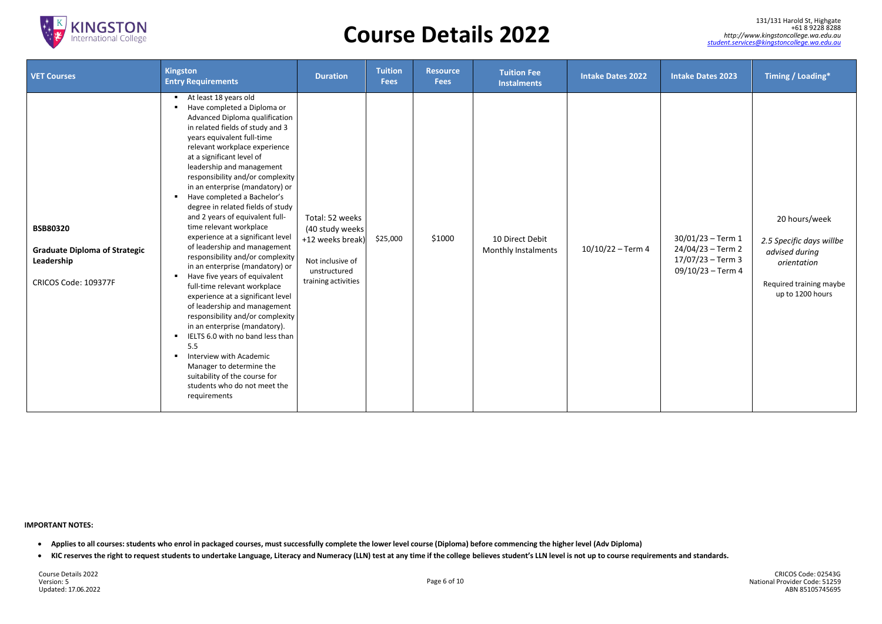# Course Details 2022

| VET Courses | Kingston Entry Requirements | Duration | Tuition Fees | Resource Fees | Tuition Fee Instalments | Intake Dates 2022 | Intake Dates 2023 | Timing / Loading* |
|---|---|---|---|---|---|---|---|---|
| **BSB80320** **Graduate Diploma of Strategic Leadership** CRICOS Code: 109377F | ▪ At least 18 years old ▪ Have completed a Diploma or Advanced Diploma qualification in related fields of study and 3 years equivalent full-time relevant workplace experience at a significant level of leadership and management responsibility and/or complexity in an enterprise (mandatory) or ▪ Have completed a Bachelor's degree in related fields of study and 2 years of equivalent full-time relevant workplace experience at a significant level of leadership and management responsibility and/or complexity in an enterprise (mandatory) or ▪ Have five years of equivalent full-time relevant workplace experience at a significant level of leadership and management responsibility and/or complexity in an enterprise (mandatory). ▪ IELTS 6.0 with no band less than 5.5 ▪ Interview with Academic Manager to determine the suitability of the course for students who do not meet the requirements | Total: 52 weeks (40 study weeks +12 weeks break) Not inclusive of unstructured training activities | $25,000 | $1000 | 10 Direct Debit Monthly Instalments | 10/10/22 – Term 4 | 30/01/23 – Term 1 24/04/23 – Term 2 17/07/23 – Term 3 09/10/23 – Term 4 | 20 hours/week *2.5 Specific days willbe advised during orientation* Required training maybe up to 1200 hours |

**IMPORTANT NOTES:**

- **Applies to all courses: students who enrol in packaged courses, must successfully complete the lower level course (Diploma) before commencing the higher level (Adv Diploma)**
- **KIC reserves the right to request students to undertake Language, Literacy and Numeracy (LLN) test at any time if the college believes student's LLN level is not up to course requirements and standards.**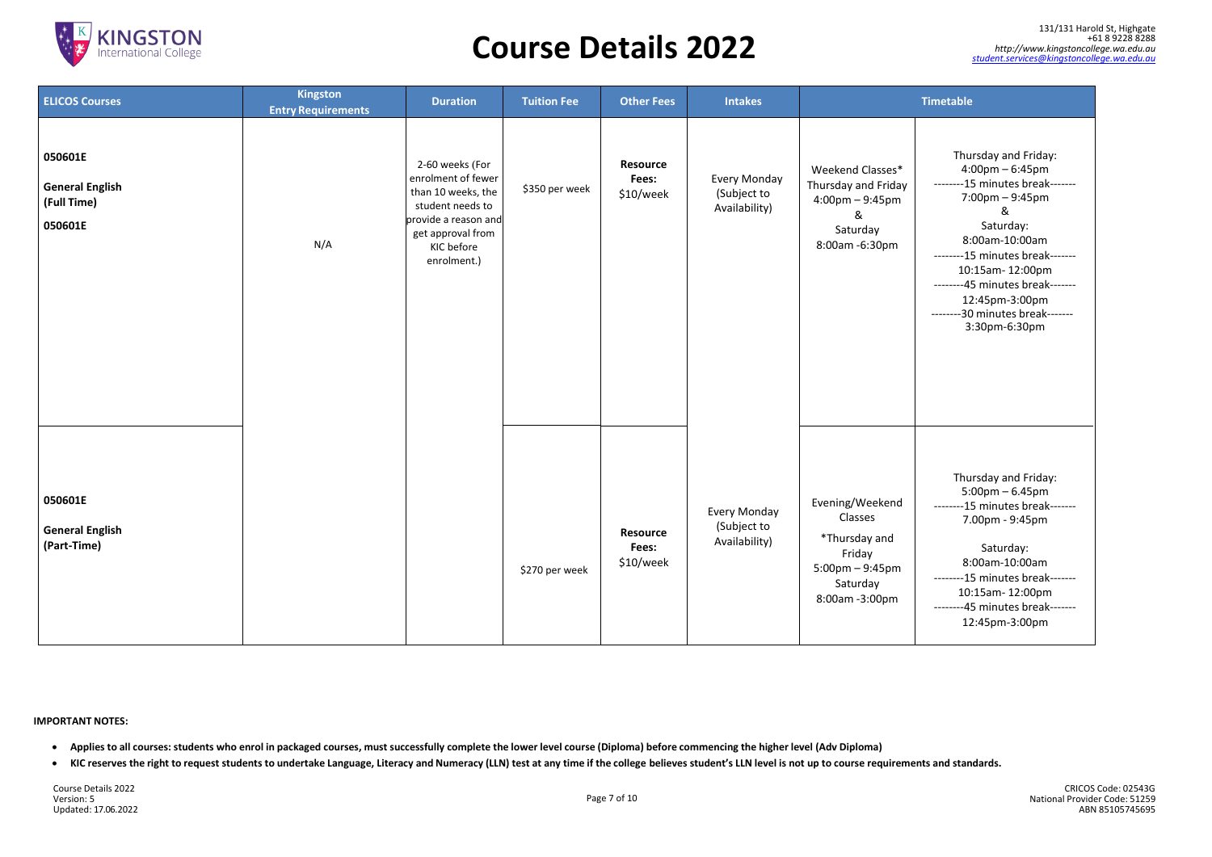# Course Details 2022

131/131 Harold St, Highgate
+61 8 9228 8288
*http://www.kingstoncollege.wa.edu.au*
*student.services@kingstoncollege.wa.edu.au*

| ELICOS Courses | Kingston Entry Requirements | Duration | Tuition Fee | Other Fees | Intakes | Timetable | |
|---|---|---|---|---|---|---|---|
| **050601E** **General English** **(Full Time)** **050601E** | N/A | 2-60 weeks (For enrolment of fewer than 10 weeks, the student needs to provide a reason and get approval from KIC before enrolment.) | $350 per week | **Resource Fees:** $10/week | Every Monday (Subject to Availability) | Weekend Classes* Thursday and Friday 4:00pm – 9:45pm & Saturday 8:00am -6:30pm | Thursday and Friday: 4:00pm – 6:45pm --------15 minutes break------- 7:00pm – 9:45pm & Saturday: 8:00am-10:00am --------15 minutes break------- 10:15am- 12:00pm --------45 minutes break------- 12:45pm-3:00pm --------30 minutes break------- 3:30pm-6:30pm |
| **050601E** **General English** **(Part-Time)** | | | $270 per week | **Resource Fees:** $10/week | Every Monday (Subject to Availability) | Evening/Weekend Classes *Thursday and Friday 5:00pm – 9:45pm Saturday 8:00am -3:00pm | Thursday and Friday: 5:00pm – 6.45pm --------15 minutes break------- 7.00pm - 9:45pm Saturday: 8:00am-10:00am --------15 minutes break------- 10:15am- 12:00pm --------45 minutes break------- 12:45pm-3:00pm |

**IMPORTANT NOTES:**

- **Applies to all courses: students who enrol in packaged courses, must successfully complete the lower level course (Diploma) before commencing the higher level (Adv Diploma)**
- **KIC reserves the right to request students to undertake Language, Literacy and Numeracy (LLN) test at any time if the college believes student's LLN level is not up to course requirements and standards.**

Course Details 2022
Version: 5
Updated: 17.06.2022

CRICOS Code: 02543G
National Provider Code: 51259
ABN 85105745695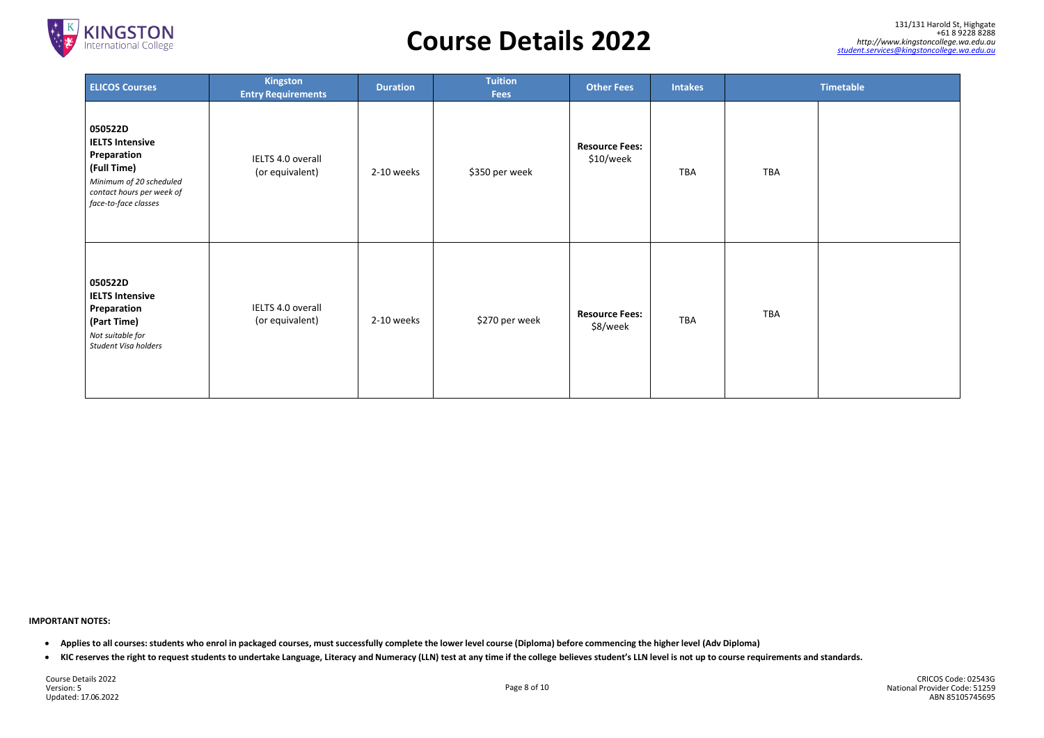# Course Details 2022

131/131 Harold St, Highgate
+61 8 9228 8288
http://www.kingstoncollege.wa.edu.au
student.services@kingstoncollege.wa.edu.au

| ELICOS Courses | Kingston Entry Requirements | Duration | Tuition Fees | Other Fees | Intakes | Timetable | |
|---|---|---|---|---|---|---|---|
| **050522D IELTS Intensive Preparation (Full Time)** *Minimum of 20 scheduled contact hours per week of face-to-face classes* | IELTS 4.0 overall (or equivalent) | 2-10 weeks | $350 per week | **Resource Fees:** $10/week | TBA | TBA | |
| **050522D IELTS Intensive Preparation (Part Time)** *Not suitable for Student Visa holders* | IELTS 4.0 overall (or equivalent) | 2-10 weeks | $270 per week | **Resource Fees:** $8/week | TBA | TBA | |

**IMPORTANT NOTES:**

- **Applies to all courses: students who enrol in packaged courses, must successfully complete the lower level course (Diploma) before commencing the higher level (Adv Diploma)**
- **KIC reserves the right to request students to undertake Language, Literacy and Numeracy (LLN) test at any time if the college believes student's LLN level is not up to course requirements and standards.**

Course Details 2022
Version: 5
Updated: 17.06.2022

CRICOS Code: 02543G
National Provider Code: 51259
ABN 85105745695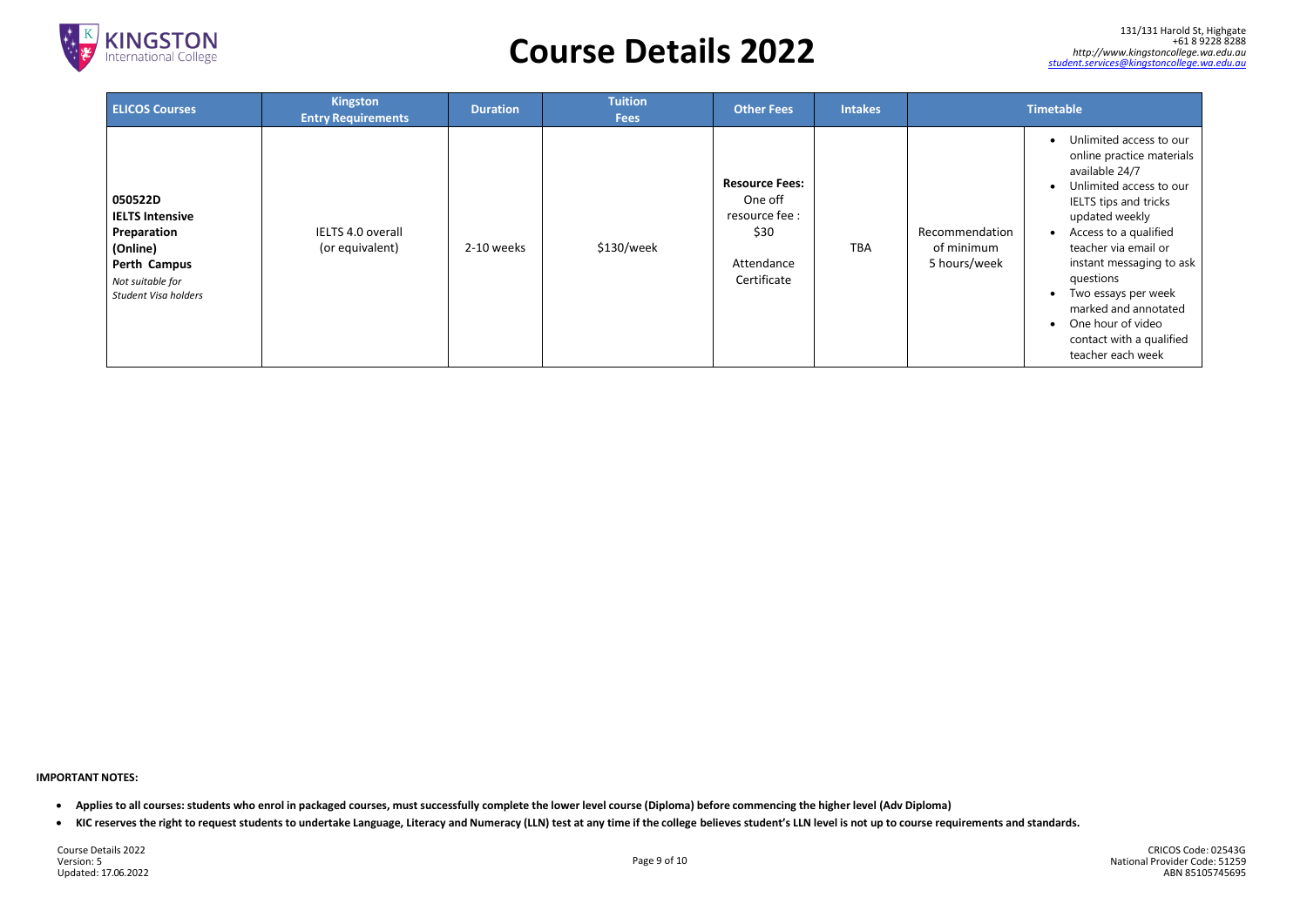# Course Details 2022

131/131 Harold St, Highgate
+61 8 9228 8288
*http://www.kingstoncollege.wa.edu.au*
*student.services@kingstoncollege.wa.edu.au*

| ELICOS Courses | Kingston Entry Requirements | Duration | Tuition Fees | Other Fees | Intakes | Timetable | |
|---|---|---|---|---|---|---|---|
| **050522D** **IELTS Intensive Preparation (Online)** **Perth Campus** *Not suitable for Student Visa holders* | IELTS 4.0 overall (or equivalent) | 2-10 weeks | $130/week | **Resource Fees:** One off resource fee : $30 Attendance Certificate | TBA | Recommendation of minimum 5 hours/week | • Unlimited access to our online practice materials available 24/7 • Unlimited access to our IELTS tips and tricks updated weekly • Access to a qualified teacher via email or instant messaging to ask questions • Two essays per week marked and annotated • One hour of video contact with a qualified teacher each week |

**IMPORTANT NOTES:**

- **Applies to all courses: students who enrol in packaged courses, must successfully complete the lower level course (Diploma) before commencing the higher level (Adv Diploma)**
- **KIC reserves the right to request students to undertake Language, Literacy and Numeracy (LLN) test at any time if the college believes student's LLN level is not up to course requirements and standards.**

Course Details 2022
Version: 5
Updated: 17.06.2022

CRICOS Code: 02543G
National Provider Code: 51259
ABN 85105745695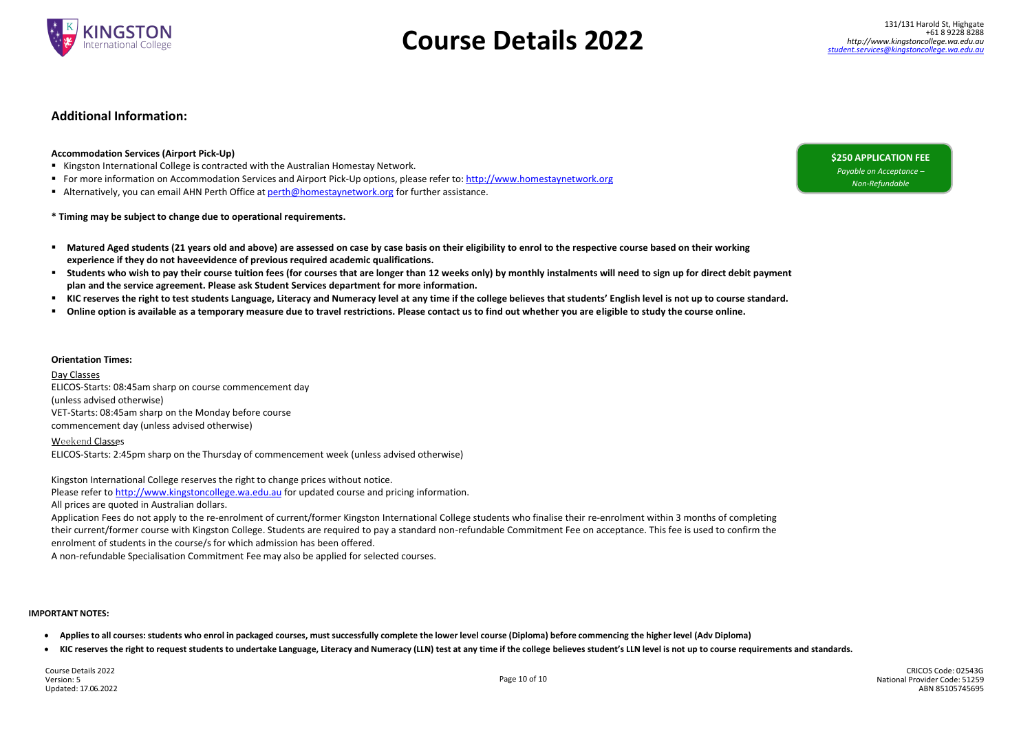## Additional Information:

**$250 APPLICATION FEE**

*Payable on Acceptance – Non-Refundable*

**Accommodation Services (Airport Pick-Up)**

- Kingston International College is contracted with the Australian Homestay Network.
- For more information on Accommodation Services and Airport Pick-Up options, please refer to: [http://www.homestaynetwork.org](http://www.homestaynetwork.org)
- Alternatively, you can email AHN Perth Office at [perth@homestaynetwork.org](mailto:perth@homestaynetwork.org) for further assistance.

**\* Timing may be subject to change due to operational requirements.**

- **Matured Aged students (21 years old and above) are assessed on case by case basis on their eligibility to enrol to the respective course based on their working experience if they do not haveevidence of previous required academic qualifications.**
- **Students who wish to pay their course tuition fees (for courses that are longer than 12 weeks only) by monthly instalments will need to sign up for direct debit payment plan and the service agreement. Please ask Student Services department for more information.**
- **KIC reserves the right to test students Language, Literacy and Numeracy level at any time if the college believes that students' English level is not up to course standard.**
- **Online option is available as a temporary measure due to travel restrictions. Please contact us to find out whether you are eligible to study the course online.**

**Orientation Times:**

Day Classes

ELICOS-Starts: 08:45am sharp on course commencement day (unless advised otherwise)

VET-Starts: 08:45am sharp on the Monday before course commencement day (unless advised otherwise)

Weekend Classes

ELICOS-Starts: 2:45pm sharp on the Thursday of commencement week (unless advised otherwise)

Kingston International College reserves the right to change prices without notice.

Please refer to [http://www.kingstoncollege.wa.edu.au](http://www.kingstoncollege.wa.edu.au) for updated course and pricing information.

All prices are quoted in Australian dollars.

Application Fees do not apply to the re-enrolment of current/former Kingston International College students who finalise their re-enrolment within 3 months of completing their current/former course with Kingston College. Students are required to pay a standard non-refundable Commitment Fee on acceptance. This fee is used to confirm the enrolment of students in the course/s for which admission has been offered.

A non-refundable Specialisation Commitment Fee may also be applied for selected courses.

**IMPORTANT NOTES:**

- **Applies to all courses: students who enrol in packaged courses, must successfully complete the lower level course (Diploma) before commencing the higher level (Adv Diploma)**
- **KIC reserves the right to request students to undertake Language, Literacy and Numeracy (LLN) test at any time if the college believes student's LLN level is not up to course requirements and standards.**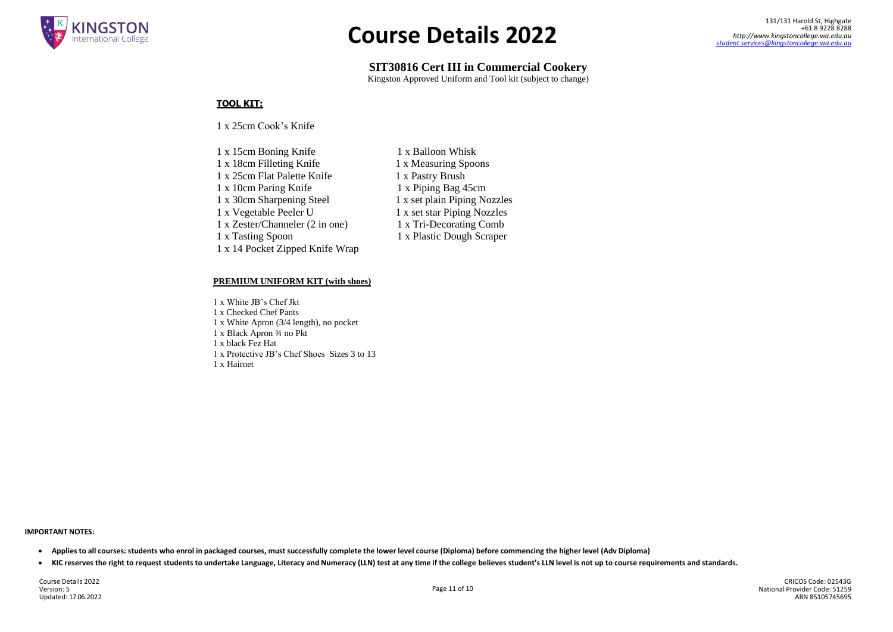# Course Details 2022

## SIT30816 Cert III in Commercial Cookery

Kingston Approved Uniform and Tool kit (subject to change)

### TOOL KIT:

1 x 25cm Cook's Knife

1 x 15cm Boning Knife
1 x 18cm Filleting Knife
1 x 25cm Flat Palette Knife
1 x 10cm Paring Knife
1 x 30cm Sharpening Steel
1 x Vegetable Peeler U
1 x Zester/Channeler (2 in one)
1 x Tasting Spoon
1 x 14 Pocket Zipped Knife Wrap

1 x Balloon Whisk
1 x Measuring Spoons
1 x Pastry Brush
1 x Piping Bag 45cm
1 x set plain Piping Nozzles
1 x set star Piping Nozzles
1 x Tri-Decorating Comb
1 x Plastic Dough Scraper

### PREMIUM UNIFORM KIT (with shoes)

1 x White JB's Chef Jkt
1 x Checked Chef Pants
1 x White Apron (3/4 length), no pocket
1 x Black Apron ¾ no Pkt
1 x black Fez Hat
1 x Protective JB's Chef Shoes Sizes 3 to 13
1 x Hairnet

**IMPORTANT NOTES:**

- **Applies to all courses: students who enrol in packaged courses, must successfully complete the lower level course (Diploma) before commencing the higher level (Adv Diploma)**
- **KIC reserves the right to request students to undertake Language, Literacy and Numeracy (LLN) test at any time if the college believes student's LLN level is not up to course requirements and standards.**